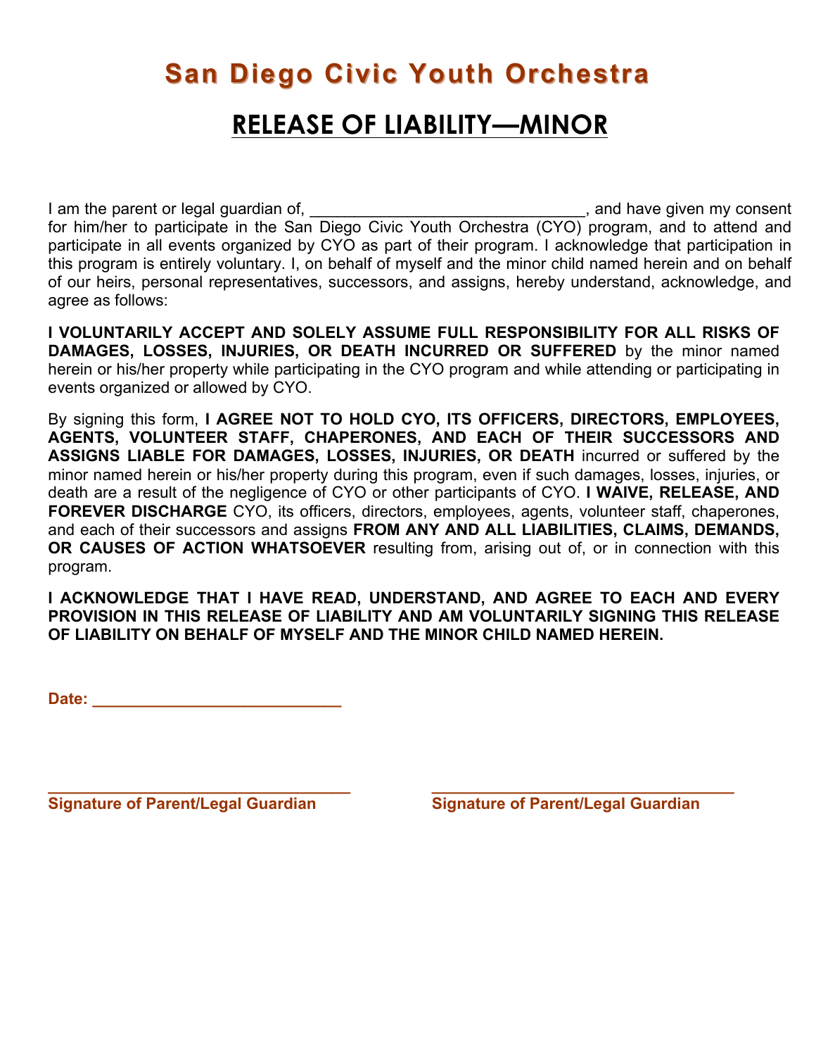# San Diego Civic Youth Orchestra

## RELEASE OF LIABILITY—MINOR

I am the parent or legal guardian of, ______________________________, and have given my consent for him/her to participate in the San Diego Civic Youth Orchestra (CYO) program, and to attend and participate in all events organized by CYO as part of their program. I acknowledge that participation in this program is entirely voluntary. I, on behalf of myself and the minor child named herein and on behalf of our heirs, personal representatives, successors, and assigns, hereby understand, acknowledge, and agree as follows:

**I VOLUNTARILY ACCEPT AND SOLELY ASSUME FULL RESPONSIBILITY FOR ALL RISKS OF DAMAGES, LOSSES, INJURIES, OR DEATH INCURRED OR SUFFERED** by the minor named herein or his/her property while participating in the CYO program and while attending or participating in events organized or allowed by CYO.

By signing this form, **I AGREE NOT TO HOLD CYO, ITS OFFICERS, DIRECTORS, EMPLOYEES, AGENTS, VOLUNTEER STAFF, CHAPERONES, AND EACH OF THEIR SUCCESSORS AND ASSIGNS LIABLE FOR DAMAGES, LOSSES, INJURIES, OR DEATH** incurred or suffered by the minor named herein or his/her property during this program, even if such damages, losses, injuries, or death are a result of the negligence of CYO or other participants of CYO. **I WAIVE, RELEASE, AND FOREVER DISCHARGE** CYO, its officers, directors, employees, agents, volunteer staff, chaperones, and each of their successors and assigns **FROM ANY AND ALL LIABILITIES, CLAIMS, DEMANDS, OR CAUSES OF ACTION WHATSOEVER** resulting from, arising out of, or in connection with this program.

**I ACKNOWLEDGE THAT I HAVE READ, UNDERSTAND, AND AGREE TO EACH AND EVERY PROVISION IN THIS RELEASE OF LIABILITY AND AM VOLUNTARILY SIGNING THIS RELEASE OF LIABILITY ON BEHALF OF MYSELF AND THE MINOR CHILD NAMED HEREIN.**

**Date: ____________________________**

**________________________________**
**Signature of Parent/Legal Guardian**

**________________________________**
**Signature of Parent/Legal Guardian**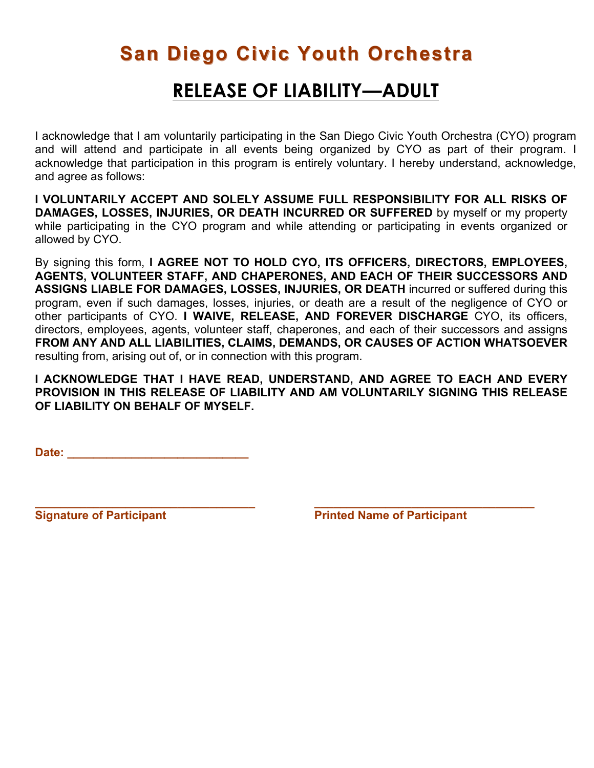# San Diego Civic Youth Orchestra

## RELEASE OF LIABILITY—ADULT

I acknowledge that I am voluntarily participating in the San Diego Civic Youth Orchestra (CYO) program and will attend and participate in all events being organized by CYO as part of their program. I acknowledge that participation in this program is entirely voluntary. I hereby understand, acknowledge, and agree as follows:

**I VOLUNTARILY ACCEPT AND SOLELY ASSUME FULL RESPONSIBILITY FOR ALL RISKS OF DAMAGES, LOSSES, INJURIES, OR DEATH INCURRED OR SUFFERED** by myself or my property while participating in the CYO program and while attending or participating in events organized or allowed by CYO.

By signing this form, **I AGREE NOT TO HOLD CYO, ITS OFFICERS, DIRECTORS, EMPLOYEES, AGENTS, VOLUNTEER STAFF, AND CHAPERONES, AND EACH OF THEIR SUCCESSORS AND ASSIGNS LIABLE FOR DAMAGES, LOSSES, INJURIES, OR DEATH** incurred or suffered during this program, even if such damages, losses, injuries, or death are a result of the negligence of CYO or other participants of CYO. **I WAIVE, RELEASE, AND FOREVER DISCHARGE** CYO, its officers, directors, employees, agents, volunteer staff, chaperones, and each of their successors and assigns **FROM ANY AND ALL LIABILITIES, CLAIMS, DEMANDS, OR CAUSES OF ACTION WHATSOEVER** resulting from, arising out of, or in connection with this program.

**I ACKNOWLEDGE THAT I HAVE READ, UNDERSTAND, AND AGREE TO EACH AND EVERY PROVISION IN THIS RELEASE OF LIABILITY AND AM VOLUNTARILY SIGNING THIS RELEASE OF LIABILITY ON BEHALF OF MYSELF.**

**Date:** ____________________________

________________________________ ________________________________
**Signature of Participant** **Printed Name of Participant**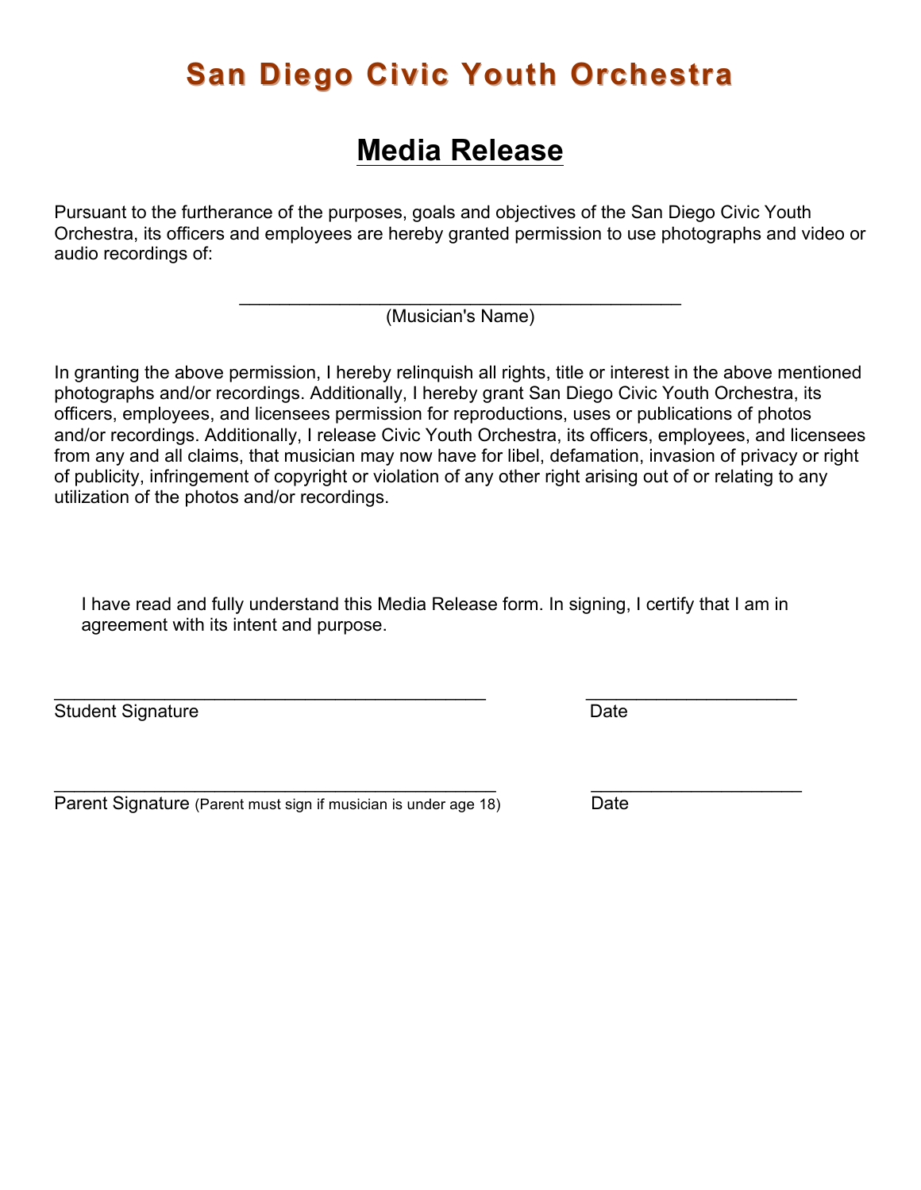# San Diego Civic Youth Orchestra

## Media Release

Pursuant to the furtherance of the purposes, goals and objectives of the San Diego Civic Youth Orchestra, its officers and employees are hereby granted permission to use photographs and video or audio recordings of:

\_\_\_\_\_\_\_\_\_\_\_\_\_\_\_\_\_\_\_\_\_\_\_\_\_\_\_\_\_\_\_\_\_\_\_\_\_\_\_\_\_\_\_\_
(Musician's Name)

In granting the above permission, I hereby relinquish all rights, title or interest in the above mentioned photographs and/or recordings. Additionally, I hereby grant San Diego Civic Youth Orchestra, its officers, employees, and licensees permission for reproductions, uses or publications of photos and/or recordings. Additionally, I release Civic Youth Orchestra, its officers, employees, and licensees from any and all claims, that musician may now have for libel, defamation, invasion of privacy or right of publicity, infringement of copyright or violation of any other right arising out of or relating to any utilization of the photos and/or recordings.

I have read and fully understand this Media Release form. In signing, I certify that I am in agreement with its intent and purpose.

\_\_\_\_\_\_\_\_\_\_\_\_\_\_\_\_\_\_\_\_\_\_\_\_\_\_\_\_\_\_\_\_\_\_\_\_\_\_\_\_\_\_\_\_ \_\_\_\_\_\_\_\_\_\_\_\_\_\_\_\_\_\_\_\_\_
Student Signature Date

\_\_\_\_\_\_\_\_\_\_\_\_\_\_\_\_\_\_\_\_\_\_\_\_\_\_\_\_\_\_\_\_\_\_\_\_\_\_\_\_\_\_\_\_ \_\_\_\_\_\_\_\_\_\_\_\_\_\_\_\_\_\_\_\_\_
Parent Signature (Parent must sign if musician is under age 18) Date